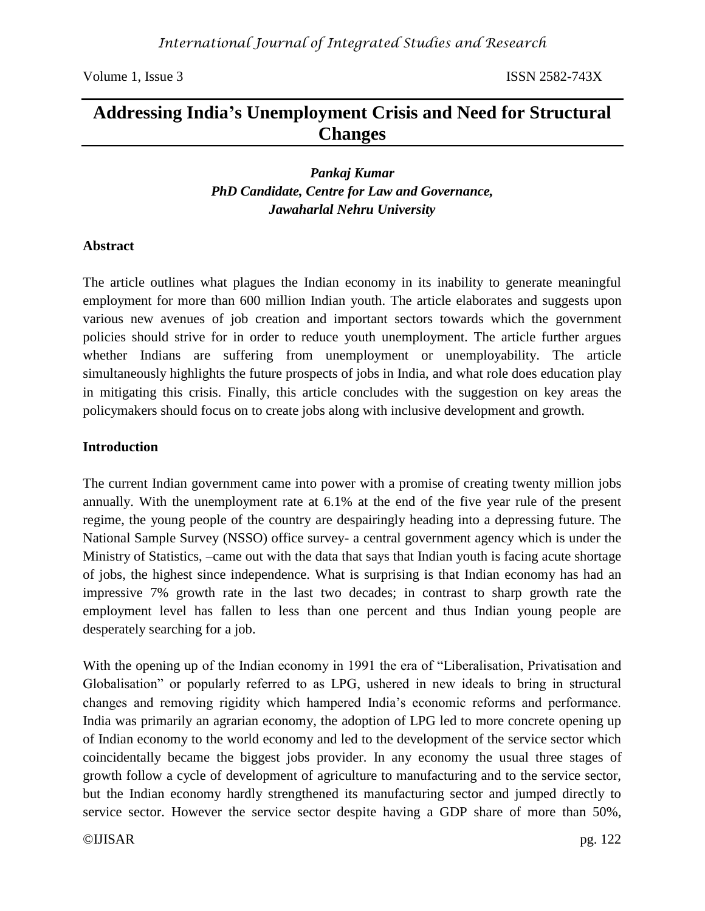# Addressing India's Unemployment Crisis and Need for Structural Changes

***Pankaj Kumar***
***PhD Candidate, Centre for Law and Governance,***
***Jawaharlal Nehru University***

## Abstract

The article outlines what plagues the Indian economy in its inability to generate meaningful employment for more than 600 million Indian youth. The article elaborates and suggests upon various new avenues of job creation and important sectors towards which the government policies should strive for in order to reduce youth unemployment. The article further argues whether Indians are suffering from unemployment or unemployability. The article simultaneously highlights the future prospects of jobs in India, and what role does education play in mitigating this crisis. Finally, this article concludes with the suggestion on key areas the policymakers should focus on to create jobs along with inclusive development and growth.

## Introduction

The current Indian government came into power with a promise of creating twenty million jobs annually. With the unemployment rate at 6.1% at the end of the five year rule of the present regime, the young people of the country are despairingly heading into a depressing future. The National Sample Survey (NSSO) office survey- a central government agency which is under the Ministry of Statistics, –came out with the data that says that Indian youth is facing acute shortage of jobs, the highest since independence. What is surprising is that Indian economy has had an impressive 7% growth rate in the last two decades; in contrast to sharp growth rate the employment level has fallen to less than one percent and thus Indian young people are desperately searching for a job.

With the opening up of the Indian economy in 1991 the era of "Liberalisation, Privatisation and Globalisation" or popularly referred to as LPG, ushered in new ideals to bring in structural changes and removing rigidity which hampered India's economic reforms and performance. India was primarily an agrarian economy, the adoption of LPG led to more concrete opening up of Indian economy to the world economy and led to the development of the service sector which coincidentally became the biggest jobs provider. In any economy the usual three stages of growth follow a cycle of development of agriculture to manufacturing and to the service sector, but the Indian economy hardly strengthened its manufacturing sector and jumped directly to service sector. However the service sector despite having a GDP share of more than 50%,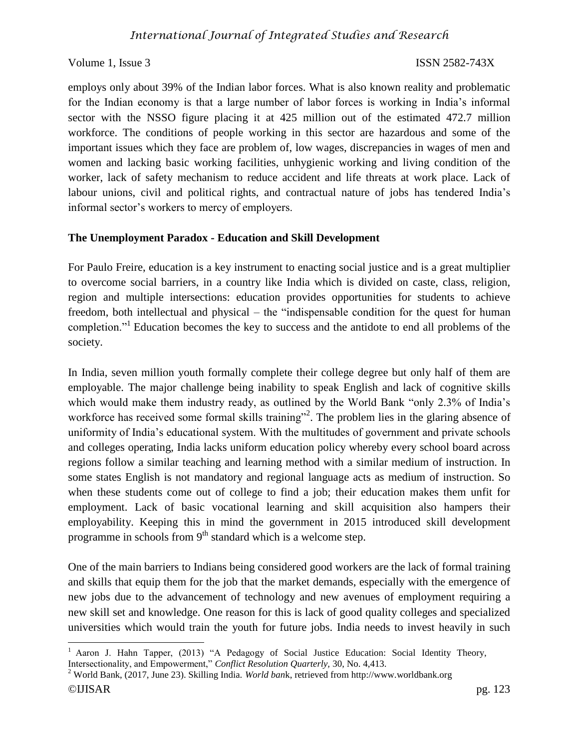employs only about 39% of the Indian labor forces. What is also known reality and problematic for the Indian economy is that a large number of labor forces is working in India's informal sector with the NSSO figure placing it at 425 million out of the estimated 472.7 million workforce. The conditions of people working in this sector are hazardous and some of the important issues which they face are problem of, low wages, discrepancies in wages of men and women and lacking basic working facilities, unhygienic working and living condition of the worker, lack of safety mechanism to reduce accident and life threats at work place. Lack of labour unions, civil and political rights, and contractual nature of jobs has tendered India's informal sector's workers to mercy of employers.

**The Unemployment Paradox - Education and Skill Development**

For Paulo Freire, education is a key instrument to enacting social justice and is a great multiplier to overcome social barriers, in a country like India which is divided on caste, class, religion, region and multiple intersections: education provides opportunities for students to achieve freedom, both intellectual and physical – the "indispensable condition for the quest for human completion."[1] Education becomes the key to success and the antidote to end all problems of the society.

In India, seven million youth formally complete their college degree but only half of them are employable. The major challenge being inability to speak English and lack of cognitive skills which would make them industry ready, as outlined by the World Bank "only 2.3% of India's workforce has received some formal skills training"[2]. The problem lies in the glaring absence of uniformity of India's educational system. With the multitudes of government and private schools and colleges operating, India lacks uniform education policy whereby every school board across regions follow a similar teaching and learning method with a similar medium of instruction. In some states English is not mandatory and regional language acts as medium of instruction. So when these students come out of college to find a job; their education makes them unfit for employment. Lack of basic vocational learning and skill acquisition also hampers their employability. Keeping this in mind the government in 2015 introduced skill development programme in schools from 9th standard which is a welcome step.

One of the main barriers to Indians being considered good workers are the lack of formal training and skills that equip them for the job that the market demands, especially with the emergence of new jobs due to the advancement of technology and new avenues of employment requiring a new skill set and knowledge. One reason for this is lack of good quality colleges and specialized universities which would train the youth for future jobs. India needs to invest heavily in such

---

[1] Aaron J. Hahn Tapper, (2013) "A Pedagogy of Social Justice Education: Social Identity Theory, Intersectionality, and Empowerment," *Conflict Resolution Quarterly,* 30, No. 4,413.

[2] World Bank, (2017, June 23). Skilling India. *World bank*, retrieved from http://www.worldbank.org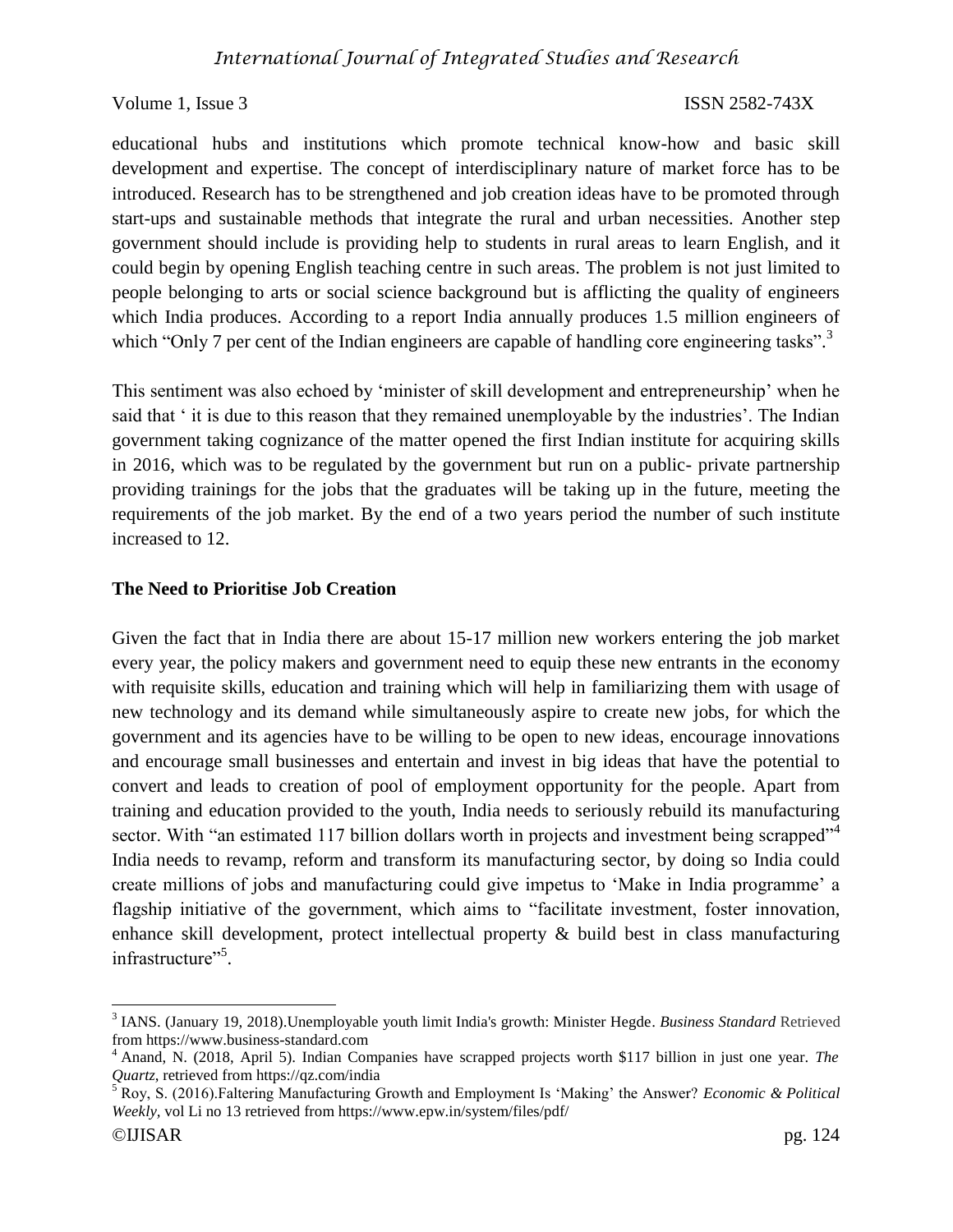educational hubs and institutions which promote technical know-how and basic skill development and expertise. The concept of interdisciplinary nature of market force has to be introduced. Research has to be strengthened and job creation ideas have to be promoted through start-ups and sustainable methods that integrate the rural and urban necessities. Another step government should include is providing help to students in rural areas to learn English, and it could begin by opening English teaching centre in such areas. The problem is not just limited to people belonging to arts or social science background but is afflicting the quality of engineers which India produces. According to a report India annually produces 1.5 million engineers of which "Only 7 per cent of the Indian engineers are capable of handling core engineering tasks".[3]

This sentiment was also echoed by 'minister of skill development and entrepreneurship' when he said that ' it is due to this reason that they remained unemployable by the industries'. The Indian government taking cognizance of the matter opened the first Indian institute for acquiring skills in 2016, which was to be regulated by the government but run on a public- private partnership providing trainings for the jobs that the graduates will be taking up in the future, meeting the requirements of the job market. By the end of a two years period the number of such institute increased to 12.

## The Need to Prioritise Job Creation

Given the fact that in India there are about 15-17 million new workers entering the job market every year, the policy makers and government need to equip these new entrants in the economy with requisite skills, education and training which will help in familiarizing them with usage of new technology and its demand while simultaneously aspire to create new jobs, for which the government and its agencies have to be willing to be open to new ideas, encourage innovations and encourage small businesses and entertain and invest in big ideas that have the potential to convert and leads to creation of pool of employment opportunity for the people. Apart from training and education provided to the youth, India needs to seriously rebuild its manufacturing sector. With "an estimated 117 billion dollars worth in projects and investment being scrapped"[4] India needs to revamp, reform and transform its manufacturing sector, by doing so India could create millions of jobs and manufacturing could give impetus to 'Make in India programme' a flagship initiative of the government, which aims to "facilitate investment, foster innovation, enhance skill development, protect intellectual property & build best in class manufacturing infrastructure"[5].

---

[3] IANS. (January 19, 2018).Unemployable youth limit India's growth: Minister Hegde. *Business Standard* Retrieved from https://www.business-standard.com

[4] Anand, N. (2018, April 5). Indian Companies have scrapped projects worth $117 billion in just one year. *The Quartz,* retrieved from https://qz.com/india

[5] Roy, S. (2016).Faltering Manufacturing Growth and Employment Is 'Making' the Answer? *Economic & Political Weekly,* vol Li no 13 retrieved from https://www.epw.in/system/files/pdf/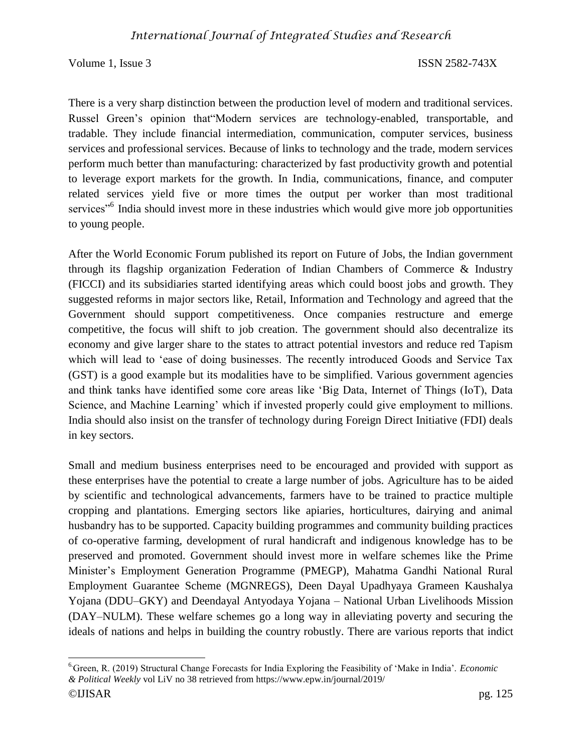There is a very sharp distinction between the production level of modern and traditional services. Russel Green's opinion that"Modern services are technology-enabled, transportable, and tradable. They include financial intermediation, communication, computer services, business services and professional services. Because of links to technology and the trade, modern services perform much better than manufacturing: characterized by fast productivity growth and potential to leverage export markets for the growth. In India, communications, finance, and computer related services yield five or more times the output per worker than most traditional services"[6] India should invest more in these industries which would give more job opportunities to young people.

After the World Economic Forum published its report on Future of Jobs, the Indian government through its flagship organization Federation of Indian Chambers of Commerce & Industry (FICCI) and its subsidiaries started identifying areas which could boost jobs and growth. They suggested reforms in major sectors like, Retail, Information and Technology and agreed that the Government should support competitiveness. Once companies restructure and emerge competitive, the focus will shift to job creation. The government should also decentralize its economy and give larger share to the states to attract potential investors and reduce red Tapism which will lead to 'ease of doing businesses. The recently introduced Goods and Service Tax (GST) is a good example but its modalities have to be simplified. Various government agencies and think tanks have identified some core areas like 'Big Data, Internet of Things (IoT), Data Science, and Machine Learning' which if invested properly could give employment to millions. India should also insist on the transfer of technology during Foreign Direct Initiative (FDI) deals in key sectors.

Small and medium business enterprises need to be encouraged and provided with support as these enterprises have the potential to create a large number of jobs. Agriculture has to be aided by scientific and technological advancements, farmers have to be trained to practice multiple cropping and plantations. Emerging sectors like apiaries, horticultures, dairying and animal husbandry has to be supported. Capacity building programmes and community building practices of co-operative farming, development of rural handicraft and indigenous knowledge has to be preserved and promoted. Government should invest more in welfare schemes like the Prime Minister's Employment Generation Programme (PMEGP), Mahatma Gandhi National Rural Employment Guarantee Scheme (MGNREGS), Deen Dayal Upadhyaya Grameen Kaushalya Yojana (DDU–GKY) and Deendayal Antyodaya Yojana – National Urban Livelihoods Mission (DAY–NULM). These welfare schemes go a long way in alleviating poverty and securing the ideals of nations and helps in building the country robustly. There are various reports that indict

---

[6] Green, R. (2019) Structural Change Forecasts for India Exploring the Feasibility of 'Make in India'. *Economic & Political Weekly* vol LiV no 38 retrieved from https://www.epw.in/journal/2019/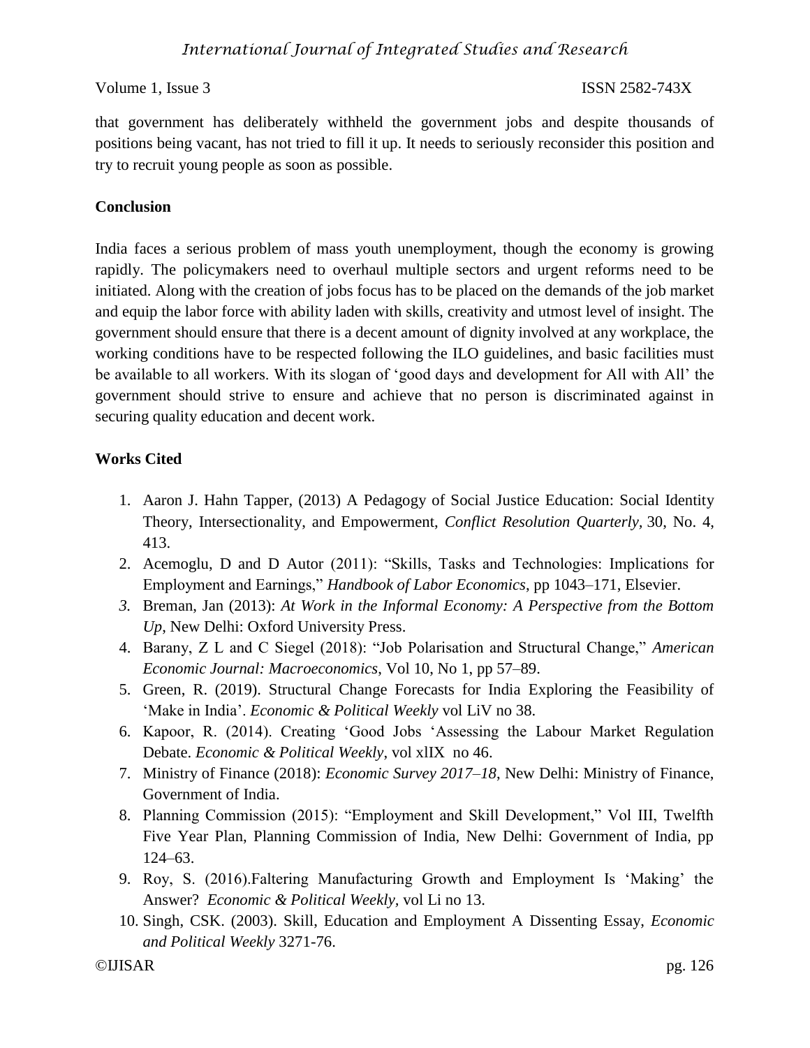that government has deliberately withheld the government jobs and despite thousands of positions being vacant, has not tried to fill it up. It needs to seriously reconsider this position and try to recruit young people as soon as possible.

## Conclusion

India faces a serious problem of mass youth unemployment, though the economy is growing rapidly. The policymakers need to overhaul multiple sectors and urgent reforms need to be initiated. Along with the creation of jobs focus has to be placed on the demands of the job market and equip the labor force with ability laden with skills, creativity and utmost level of insight. The government should ensure that there is a decent amount of dignity involved at any workplace, the working conditions have to be respected following the ILO guidelines, and basic facilities must be available to all workers. With its slogan of 'good days and development for All with All' the government should strive to ensure and achieve that no person is discriminated against in securing quality education and decent work.

## Works Cited

1. Aaron J. Hahn Tapper, (2013) A Pedagogy of Social Justice Education: Social Identity Theory, Intersectionality, and Empowerment, *Conflict Resolution Quarterly*, 30, No. 4, 413.
2. Acemoglu, D and D Autor (2011): "Skills, Tasks and Technologies: Implications for Employment and Earnings," *Handbook of Labor Economics*, pp 1043–171, Elsevier.
3. Breman, Jan (2013): *At Work in the Informal Economy: A Perspective from the Bottom Up*, New Delhi: Oxford University Press.
4. Barany, Z L and C Siegel (2018): "Job Polarisation and Structural Change," *American Economic Journal: Macroeconomics*, Vol 10, No 1, pp 57–89.
5. Green, R. (2019). Structural Change Forecasts for India Exploring the Feasibility of 'Make in India'. *Economic & Political Weekly* vol LiV no 38.
6. Kapoor, R. (2014). Creating 'Good Jobs 'Assessing the Labour Market Regulation Debate. *Economic & Political Weekly*, vol xlIX no 46.
7. Ministry of Finance (2018): *Economic Survey 2017–18*, New Delhi: Ministry of Finance, Government of India.
8. Planning Commission (2015): "Employment and Skill Development," Vol III, Twelfth Five Year Plan, Planning Commission of India, New Delhi: Government of India, pp 124–63.
9. Roy, S. (2016).Faltering Manufacturing Growth and Employment Is 'Making' the Answer? *Economic & Political Weekly*, vol Li no 13.
10. Singh, CSK. (2003). Skill, Education and Employment A Dissenting Essay, *Economic and Political Weekly* 3271-76.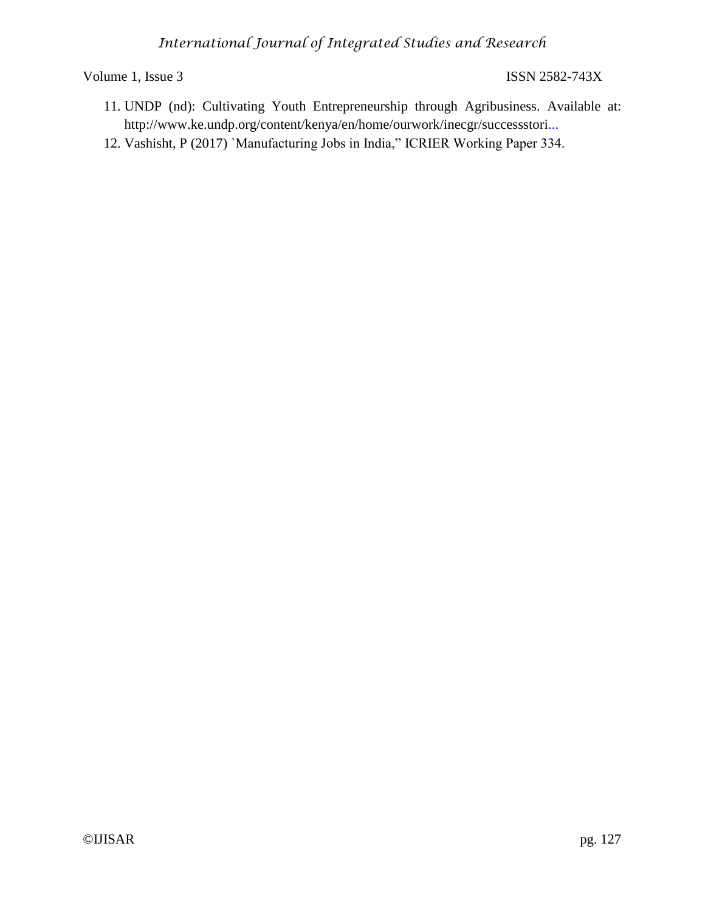11. UNDP (nd): Cultivating Youth Entrepreneurship through Agribusiness. Available at: http://www.ke.undp.org/content/kenya/en/home/ourwork/inecgr/successstori...
12. Vashisht, P (2017) `Manufacturing Jobs in India," ICRIER Working Paper 334.